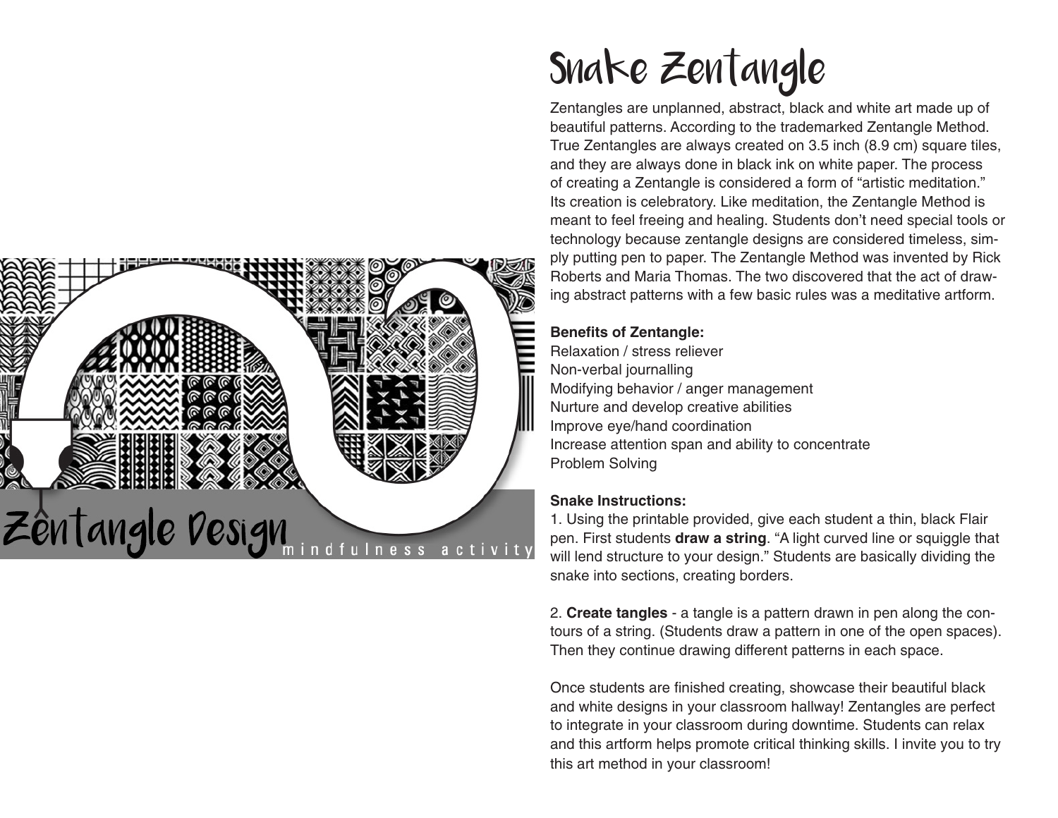Zentangle Design

mindfulness activity

# Snake Zentangle

Zentangles are unplanned, abstract, black and white art made up of beautiful patterns. According to the trademarked Zentangle Method. True Zentangles are always created on 3.5 inch (8.9 cm) square tiles, and they are always done in black ink on white paper. The process of creating a Zentangle is considered a form of "artistic meditation." Its creation is celebratory. Like meditation, the Zentangle Method is meant to feel freeing and healing. Students don't need special tools or technology because zentangle designs are considered timeless, simply putting pen to paper. The Zentangle Method was invented by Rick Roberts and Maria Thomas. The two discovered that the act of drawing abstract patterns with a few basic rules was a meditative artform.

**Benefits of Zentangle:**

Relaxation / stress reliever
Non-verbal journalling
Modifying behavior / anger management
Nurture and develop creative abilities
Improve eye/hand coordination
Increase attention span and ability to concentrate
Problem Solving

**Snake Instructions:**

1. Using the printable provided, give each student a thin, black Flair pen. First students **draw a string**. "A light curved line or squiggle that will lend structure to your design." Students are basically dividing the snake into sections, creating borders.

2. **Create tangles** - a tangle is a pattern drawn in pen along the contours of a string. (Students draw a pattern in one of the open spaces). Then they continue drawing different patterns in each space.

Once students are finished creating, showcase their beautiful black and white designs in your classroom hallway! Zentangles are perfect to integrate in your classroom during downtime. Students can relax and this artform helps promote critical thinking skills. I invite you to try this art method in your classroom!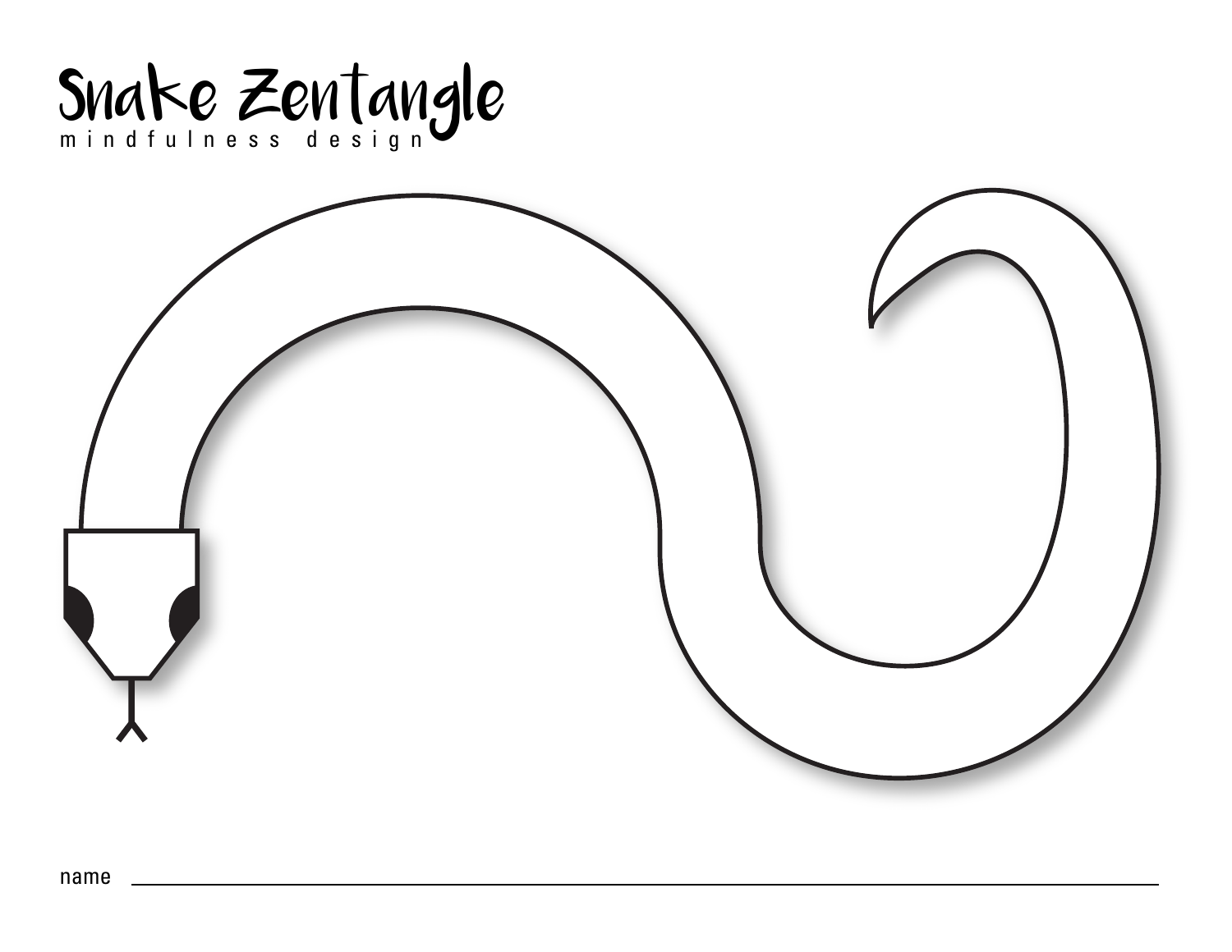# Snake Zentangle

mindfulness design

name